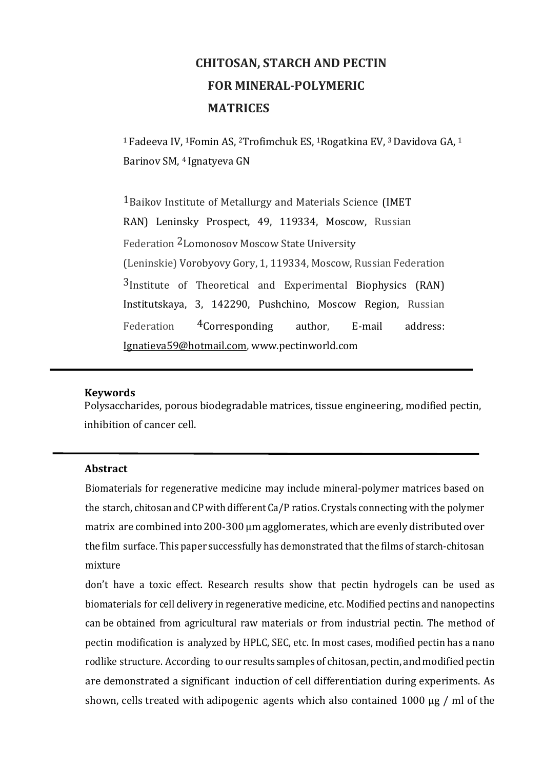# CHITOSAN, STARCH AND PECTIN FOR MINERAL-POLYMERIC MATRICES

[1] Fadeeva IV, [1]Fomin AS, [2]Trofimchuk ES, [1]Rogatkina EV, [3] Davidova GA, [1] Barinov SM, [4] Ignatyeva GN

[1]Baikov Institute of Metallurgy and Materials Science (IMET RAN) Leninsky Prospect, 49, 119334, Moscow, Russian Federation [2]Lomonosov Moscow State University (Leninskie) Vorobyovy Gory, 1, 119334, Moscow, Russian Federation
[3]Institute of Theoretical and Experimental Biophysics (RAN) Institutskaya, 3, 142290, Pushchino, Moscow Region, Russian Federation [4]Corresponding author, E-mail address: Ignatieva59@hotmail.com, www.pectinworld.com

---

**Keywords**

Polysaccharides, porous biodegradable matrices, tissue engineering, modified pectin, inhibition of cancer cell.

---

**Abstract**

Biomaterials for regenerative medicine may include mineral-polymer matrices based on the starch, chitosan and CP with different Ca/P ratios. Crystals connecting with the polymer matrix are combined into 200-300 μm agglomerates, which are evenly distributed over the film surface. This paper successfully has demonstrated that the films of starch-chitosan mixture

don't have a toxic effect. Research results show that pectin hydrogels can be used as biomaterials for cell delivery in regenerative medicine, etc. Modified pectins and nanopectins can be obtained from agricultural raw materials or from industrial pectin. The method of pectin modification is analyzed by HPLC, SEC, etc. In most cases, modified pectin has a nano rodlike structure. According to our results samples of chitosan, pectin, and modified pectin are demonstrated a significant induction of cell differentiation during experiments. As shown, cells treated with adipogenic agents which also contained 1000 μg / ml of the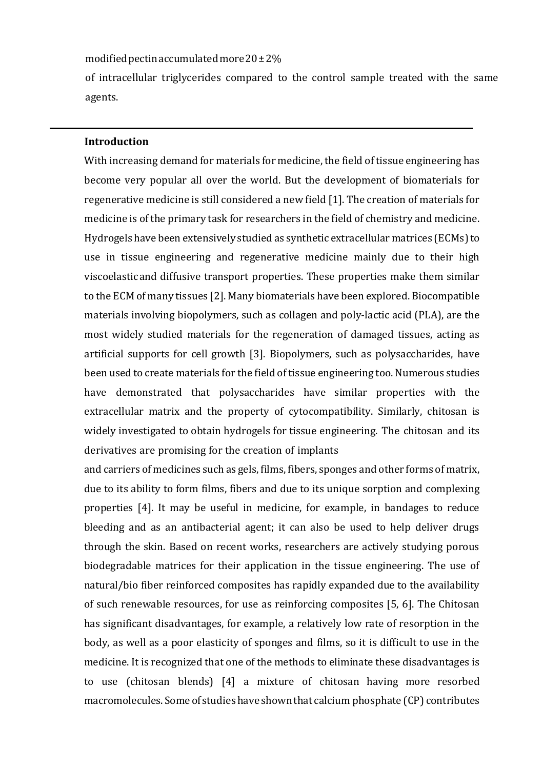modified pectin accumulated more 20 ± 2% of intracellular triglycerides compared to the control sample treated with the same agents.

---

## Introduction

With increasing demand for materials for medicine, the field of tissue engineering has become very popular all over the world. But the development of biomaterials for regenerative medicine is still considered a new field [1]. The creation of materials for medicine is of the primary task for researchers in the field of chemistry and medicine. Hydrogels have been extensively studied as synthetic extracellular matrices (ECMs) to use in tissue engineering and regenerative medicine mainly due to their high viscoelastic and diffusive transport properties. These properties make them similar to the ECM of many tissues [2]. Many biomaterials have been explored. Biocompatible materials involving biopolymers, such as collagen and poly-lactic acid (PLA), are the most widely studied materials for the regeneration of damaged tissues, acting as artificial supports for cell growth [3]. Biopolymers, such as polysaccharides, have been used to create materials for the field of tissue engineering too. Numerous studies have demonstrated that polysaccharides have similar properties with the extracellular matrix and the property of cytocompatibility. Similarly, chitosan is widely investigated to obtain hydrogels for tissue engineering. The chitosan and its derivatives are promising for the creation of implants and carriers of medicines such as gels, films, fibers, sponges and other forms of matrix, due to its ability to form films, fibers and due to its unique sorption and complexing properties [4]. It may be useful in medicine, for example, in bandages to reduce bleeding and as an antibacterial agent; it can also be used to help deliver drugs through the skin. Based on recent works, researchers are actively studying porous biodegradable matrices for their application in the tissue engineering. The use of natural/bio fiber reinforced composites has rapidly expanded due to the availability of such renewable resources, for use as reinforcing composites [5, 6]. The Chitosan has significant disadvantages, for example, a relatively low rate of resorption in the body, as well as a poor elasticity of sponges and films, so it is difficult to use in the medicine. It is recognized that one of the methods to eliminate these disadvantages is to use (chitosan blends) [4] a mixture of chitosan having more resorbed macromolecules. Some of studies have shown that calcium phosphate (CP) contributes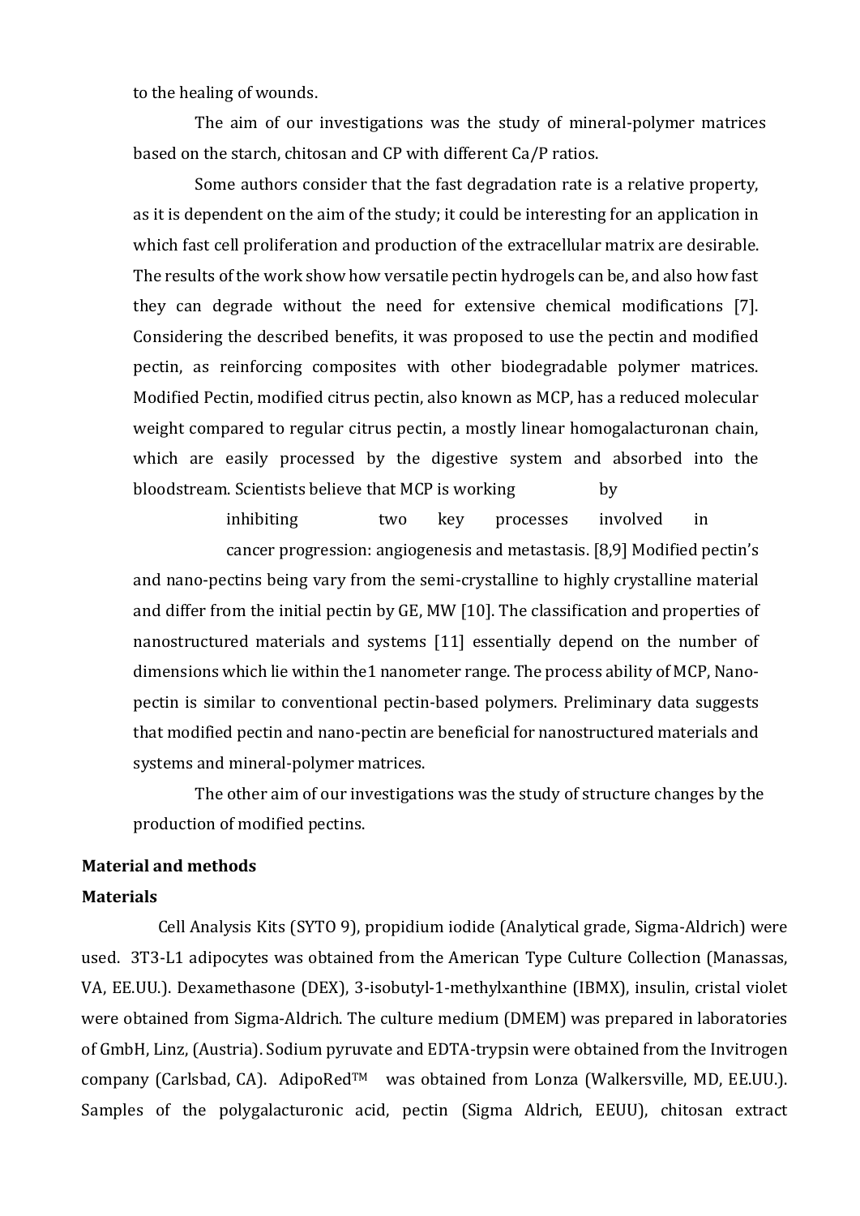to the healing of wounds.

The aim of our investigations was the study of mineral-polymer matrices based on the starch, chitosan and CP with different Ca/P ratios.

Some authors consider that the fast degradation rate is a relative property, as it is dependent on the aim of the study; it could be interesting for an application in which fast cell proliferation and production of the extracellular matrix are desirable. The results of the work show how versatile pectin hydrogels can be, and also how fast they can degrade without the need for extensive chemical modifications [7]. Considering the described benefits, it was proposed to use the pectin and modified pectin, as reinforcing composites with other biodegradable polymer matrices. Modified Pectin, modified citrus pectin, also known as MCP, has a reduced molecular weight compared to regular citrus pectin, a mostly linear homogalacturonan chain, which are easily processed by the digestive system and absorbed into the bloodstream. Scientists believe that MCP is working by inhibiting two key processes involved in cancer progression: angiogenesis and metastasis. [8,9] Modified pectin's and nano-pectins being vary from the semi-crystalline to highly crystalline material and differ from the initial pectin by GE, MW [10]. The classification and properties of nanostructured materials and systems [11] essentially depend on the number of dimensions which lie within the1 nanometer range. The process ability of MCP, Nano-pectin is similar to conventional pectin-based polymers. Preliminary data suggests that modified pectin and nano-pectin are beneficial for nanostructured materials and systems and mineral-polymer matrices.

The other aim of our investigations was the study of structure changes by the production of modified pectins.

## Material and methods

### Materials

Cell Analysis Kits (SYTO 9), propidium iodide (Analytical grade, Sigma-Aldrich) were used. 3T3-L1 adipocytes was obtained from the American Type Culture Collection (Manassas, VA, EE.UU.). Dexamethasone (DEX), 3-isobutyl-1-methylxanthine (IBMX), insulin, cristal violet were obtained from Sigma-Aldrich. The culture medium (DMEM) was prepared in laboratories of GmbH, Linz, (Austria). Sodium pyruvate and EDTA-trypsin were obtained from the Invitrogen company (Carlsbad, CA). AdipoRed™ was obtained from Lonza (Walkersville, MD, EE.UU.). Samples of the polygalacturonic acid, pectin (Sigma Aldrich, EEUU), chitosan extract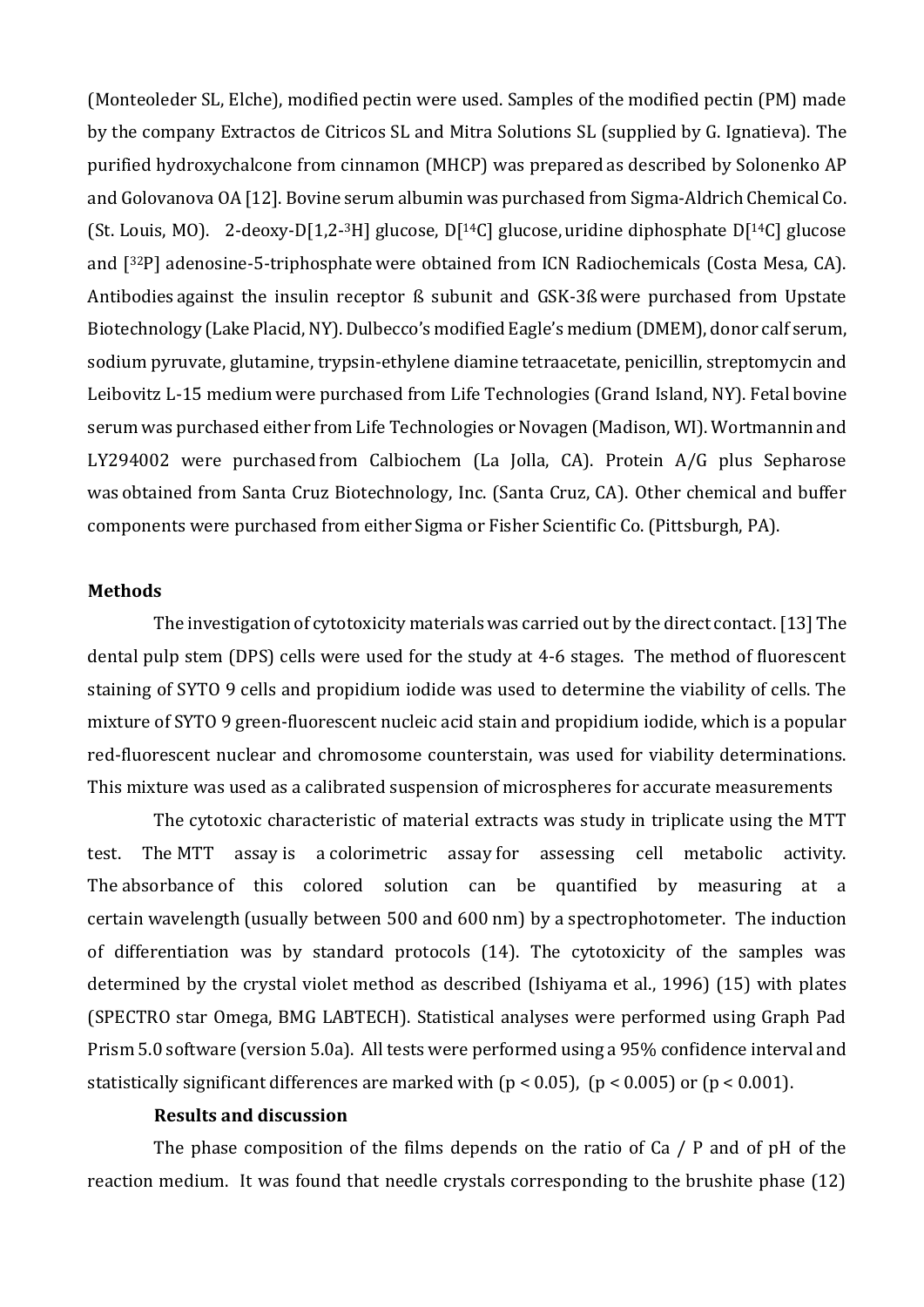(Monteoleder SL, Elche), modified pectin were used. Samples of the modified pectin (PM) made by the company Extractos de Citricos SL and Mitra Solutions SL (supplied by G. Ignatieva). The purified hydroxychalcone from cinnamon (MHCP) was prepared as described by Solonenko AP and Golovanova OA [12]. Bovine serum albumin was purchased from Sigma-Aldrich Chemical Co. (St. Louis, MO). 2-deoxy-D[1,2-$^3$H] glucose, D[$^{14}$C] glucose, uridine diphosphate D[$^{14}$C] glucose and [$^{32}$P] adenosine-5-triphosphate were obtained from ICN Radiochemicals (Costa Mesa, CA). Antibodies against the insulin receptor ß subunit and GSK-3ß were purchased from Upstate Biotechnology (Lake Placid, NY). Dulbecco's modified Eagle's medium (DMEM), donor calf serum, sodium pyruvate, glutamine, trypsin-ethylene diamine tetraacetate, penicillin, streptomycin and Leibovitz L-15 medium were purchased from Life Technologies (Grand Island, NY). Fetal bovine serum was purchased either from Life Technologies or Novagen (Madison, WI). Wortmannin and LY294002 were purchased from Calbiochem (La Jolla, CA). Protein A/G plus Sepharose was obtained from Santa Cruz Biotechnology, Inc. (Santa Cruz, CA). Other chemical and buffer components were purchased from either Sigma or Fisher Scientific Co. (Pittsburgh, PA).

**Methods**

The investigation of cytotoxicity materials was carried out by the direct contact. [13] The dental pulp stem (DPS) cells were used for the study at 4-6 stages. The method of fluorescent staining of SYTO 9 cells and propidium iodide was used to determine the viability of cells. The mixture of SYTO 9 green-fluorescent nucleic acid stain and propidium iodide, which is a popular red-fluorescent nuclear and chromosome counterstain, was used for viability determinations. This mixture was used as a calibrated suspension of microspheres for accurate measurements

The cytotoxic characteristic of material extracts was study in triplicate using the MTT test. The MTT assay is a colorimetric assay for assessing cell metabolic activity. The absorbance of this colored solution can be quantified by measuring at a certain wavelength (usually between 500 and 600 nm) by a spectrophotometer. The induction of differentiation was by standard protocols (14). The cytotoxicity of the samples was determined by the crystal violet method as described (Ishiyama et al., 1996) (15) with plates (SPECTRO star Omega, BMG LABTECH). Statistical analyses were performed using Graph Pad Prism 5.0 software (version 5.0a). All tests were performed using a 95% confidence interval and statistically significant differences are marked with ($p < 0.05$), ($p < 0.005$) or ($p < 0.001$).

**Results and discussion**

The phase composition of the films depends on the ratio of Ca / P and of pH of the reaction medium. It was found that needle crystals corresponding to the brushite phase (12)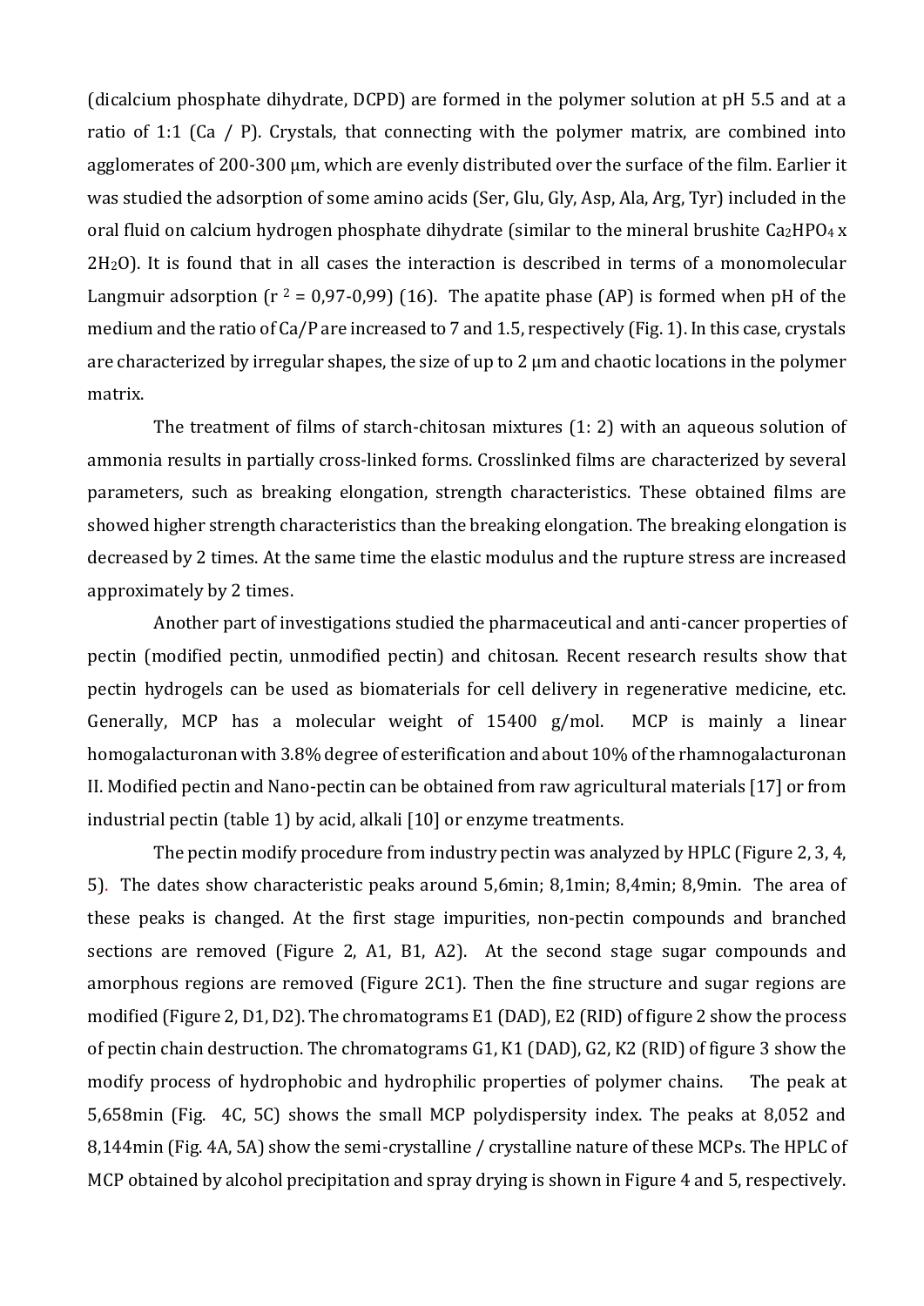(dicalcium phosphate dihydrate, DCPD) are formed in the polymer solution at pH 5.5 and at a ratio of 1:1 (Ca / P). Crystals, that connecting with the polymer matrix, are combined into agglomerates of 200-300 µm, which are evenly distributed over the surface of the film. Earlier it was studied the adsorption of some amino acids (Ser, Glu, Gly, Asp, Ala, Arg, Tyr) included in the oral fluid on calcium hydrogen phosphate dihydrate (similar to the mineral brushite $Ca_2HPO_4$ x $2H_2O$). It is found that in all cases the interaction is described in terms of a monomolecular Langmuir adsorption ($r^2$ = 0,97-0,99) (16). The apatite phase (AP) is formed when pH of the medium and the ratio of Ca/P are increased to 7 and 1.5, respectively (Fig. 1). In this case, crystals are characterized by irregular shapes, the size of up to 2 µm and chaotic locations in the polymer matrix.

The treatment of films of starch-chitosan mixtures (1: 2) with an aqueous solution of ammonia results in partially cross-linked forms. Crosslinked films are characterized by several parameters, such as breaking elongation, strength characteristics. These obtained films are showed higher strength characteristics than the breaking elongation. The breaking elongation is decreased by 2 times. At the same time the elastic modulus and the rupture stress are increased approximately by 2 times.

Another part of investigations studied the pharmaceutical and anti-cancer properties of pectin (modified pectin, unmodified pectin) and chitosan. Recent research results show that pectin hydrogels can be used as biomaterials for cell delivery in regenerative medicine, etc. Generally, MCP has a molecular weight of 15400 g/mol. MCP is mainly a linear homogalacturonan with 3.8% degree of esterification and about 10% of the rhamnogalacturonan II. Modified pectin and Nano-pectin can be obtained from raw agricultural materials [17] or from industrial pectin (table 1) by acid, alkali [10] or enzyme treatments.

The pectin modify procedure from industry pectin was analyzed by HPLC (Figure 2, 3, 4, 5). The dates show characteristic peaks around 5,6min; 8,1min; 8,4min; 8,9min. The area of these peaks is changed. At the first stage impurities, non-pectin compounds and branched sections are removed (Figure 2, A1, B1, A2). At the second stage sugar compounds and amorphous regions are removed (Figure 2C1). Then the fine structure and sugar regions are modified (Figure 2, D1, D2). The chromatograms E1 (DAD), E2 (RID) of figure 2 show the process of pectin chain destruction. The chromatograms G1, K1 (DAD), G2, K2 (RID) of figure 3 show the modify process of hydrophobic and hydrophilic properties of polymer chains. The peak at 5,658min (Fig. 4C, 5C) shows the small MCP polydispersity index. The peaks at 8,052 and 8,144min (Fig. 4A, 5A) show the semi-crystalline / crystalline nature of these MCPs. The HPLC of MCP obtained by alcohol precipitation and spray drying is shown in Figure 4 and 5, respectively.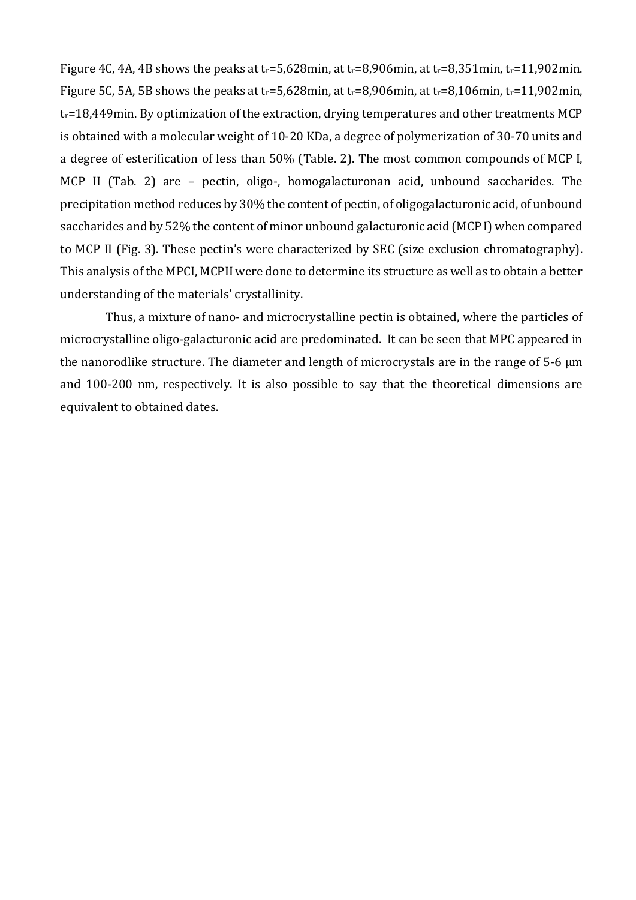Figure 4C, 4A, 4B shows the peaks at $t_r$=5,628min, at $t_r$=8,906min, at $t_r$=8,351min, $t_r$=11,902min. Figure 5C, 5A, 5B shows the peaks at $t_r$=5,628min, at $t_r$=8,906min, at $t_r$=8,106min, $t_r$=11,902min, $t_r$=18,449min. By optimization of the extraction, drying temperatures and other treatments MCP is obtained with a molecular weight of 10-20 KDa, a degree of polymerization of 30-70 units and a degree of esterification of less than 50% (Table. 2). The most common compounds of MCP I, MCP II (Tab. 2) are – pectin, oligo-, homogalacturonan acid, unbound saccharides. The precipitation method reduces by 30% the content of pectin, of oligogalacturonic acid, of unbound saccharides and by 52% the content of minor unbound galacturonic acid (MCP I) when compared to MCP II (Fig. 3). These pectin's were characterized by SEC (size exclusion chromatography). This analysis of the MPCI, MCPII were done to determine its structure as well as to obtain a better understanding of the materials' crystallinity.

Thus, a mixture of nano- and microcrystalline pectin is obtained, where the particles of microcrystalline oligo-galacturonic acid are predominated. It can be seen that MPC appeared in the nanorodlike structure. The diameter and length of microcrystals are in the range of 5-6 μm and 100-200 nm, respectively. It is also possible to say that the theoretical dimensions are equivalent to obtained dates.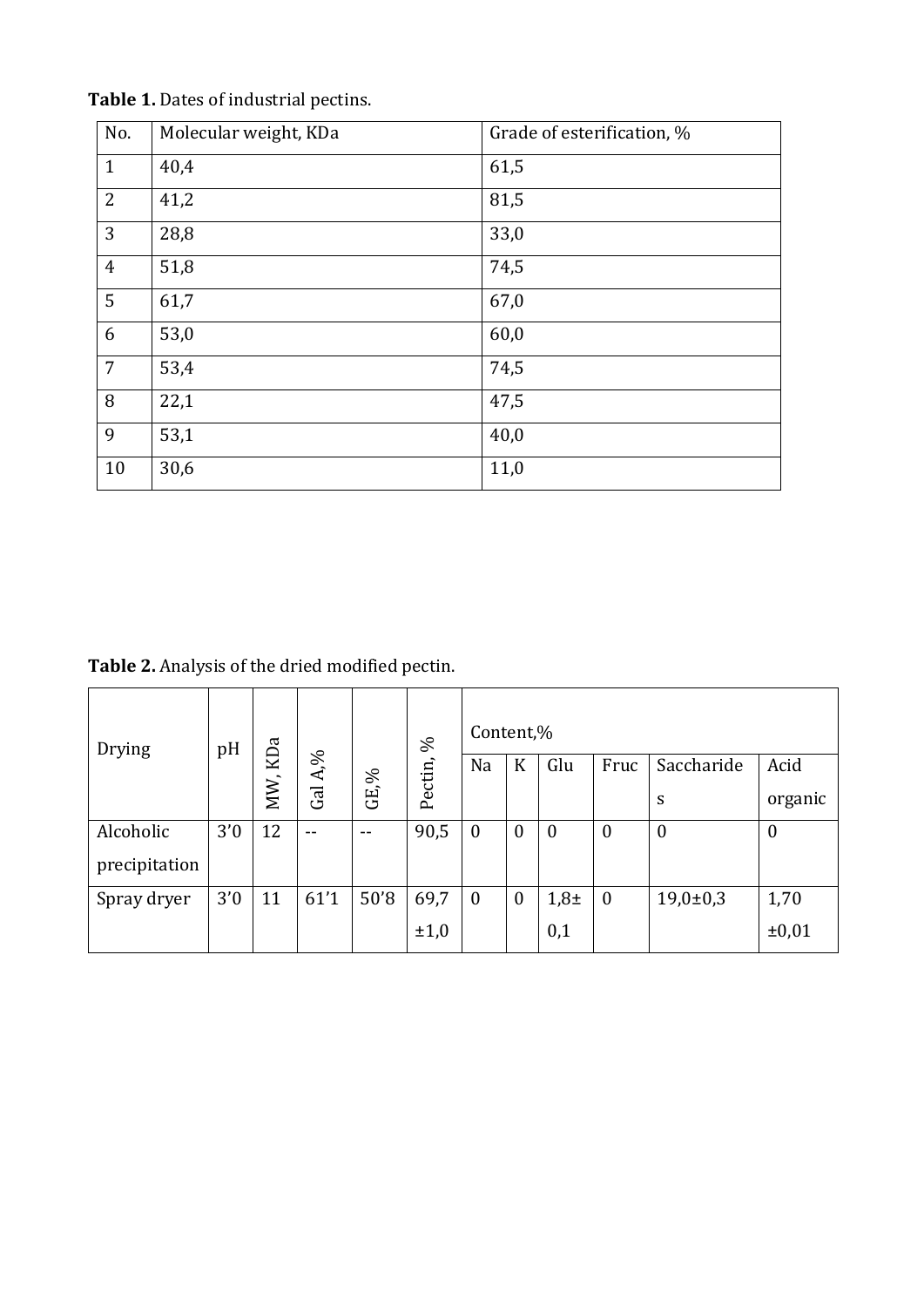**Table 1.** Dates of industrial pectins.

| No. | Molecular weight, KDa | Grade of esterification, % |
|---|---|---|
| 1 | 40,4 | 61,5 |
| 2 | 41,2 | 81,5 |
| 3 | 28,8 | 33,0 |
| 4 | 51,8 | 74,5 |
| 5 | 61,7 | 67,0 |
| 6 | 53,0 | 60,0 |
| 7 | 53,4 | 74,5 |
| 8 | 22,1 | 47,5 |
| 9 | 53,1 | 40,0 |
| 10 | 30,6 | 11,0 |

**Table 2.** Analysis of the dried modified pectin.

| Drying | pH | MW, KDa | Gal A,% | GE,% | Pectin, % | Content,% | | | | | |
|---|---|---|---|---|---|---|---|---|---|---|---|
| | | | | | | Na | K | Glu | Fruc | Saccharides | Acid organic |
| Alcoholic precipitation | 3'0 | 12 | -- | -- | 90,5 | 0 | 0 | 0 | 0 | 0 | 0 |
| Spray dryer | 3'0 | 11 | 61'1 | 50'8 | 69,7 ±1,0 | 0 | 0 | 1,8± 0,1 | 0 | 19,0±0,3 | 1,70 ±0,01 |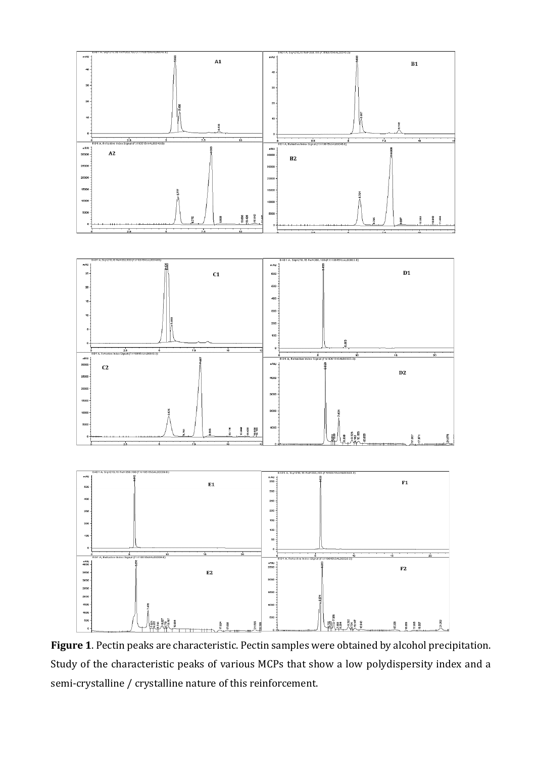**Figure 1**. Pectin peaks are characteristic. Pectin samples were obtained by alcohol precipitation. Study of the characteristic peaks of various MCPs that show a low polydispersity index and a semi-crystalline / crystalline nature of this reinforcement.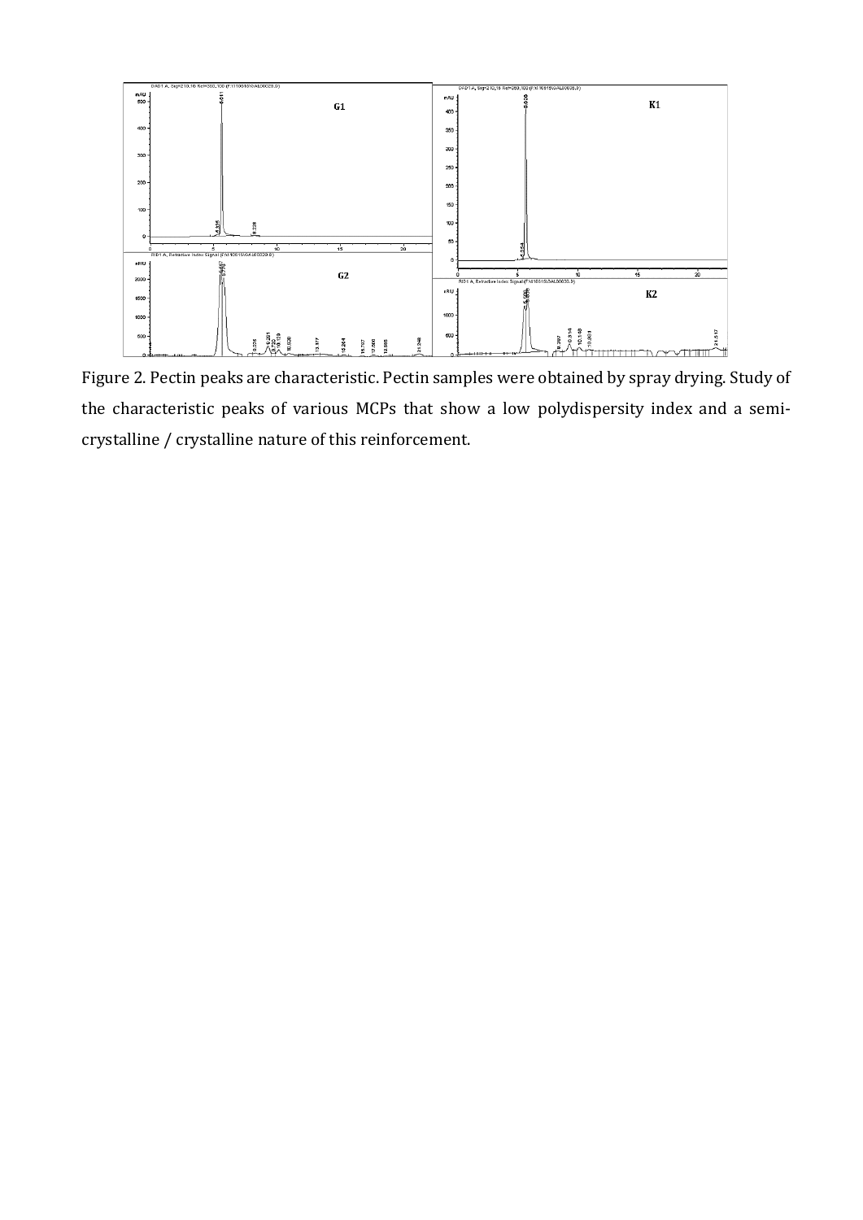Figure 2. Pectin peaks are characteristic. Pectin samples were obtained by spray drying. Study of the characteristic peaks of various MCPs that show a low polydispersity index and a semi-crystalline / crystalline nature of this reinforcement.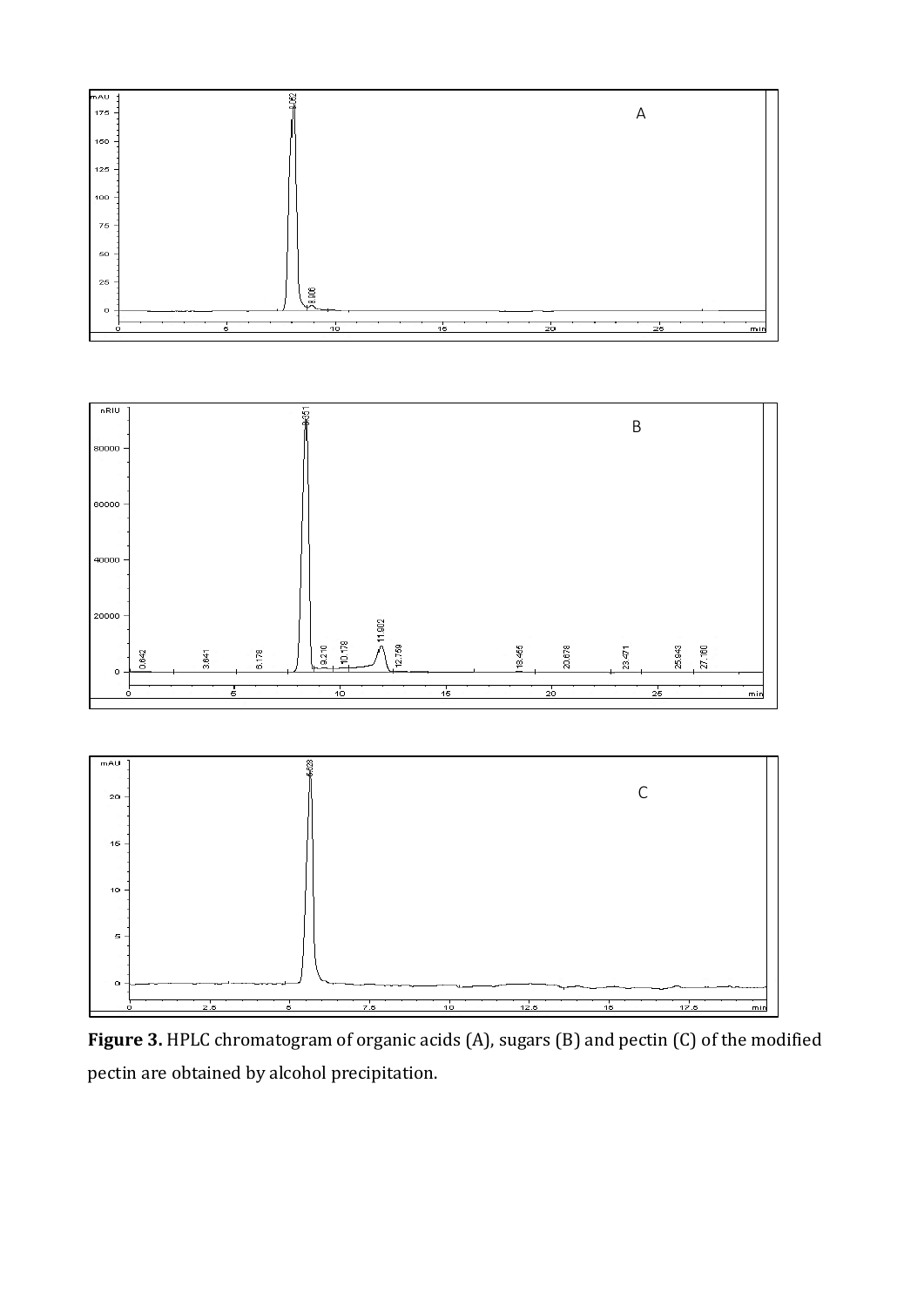**Figure 3.** HPLC chromatogram of organic acids (A), sugars (B) and pectin (C) of the modified pectin are obtained by alcohol precipitation.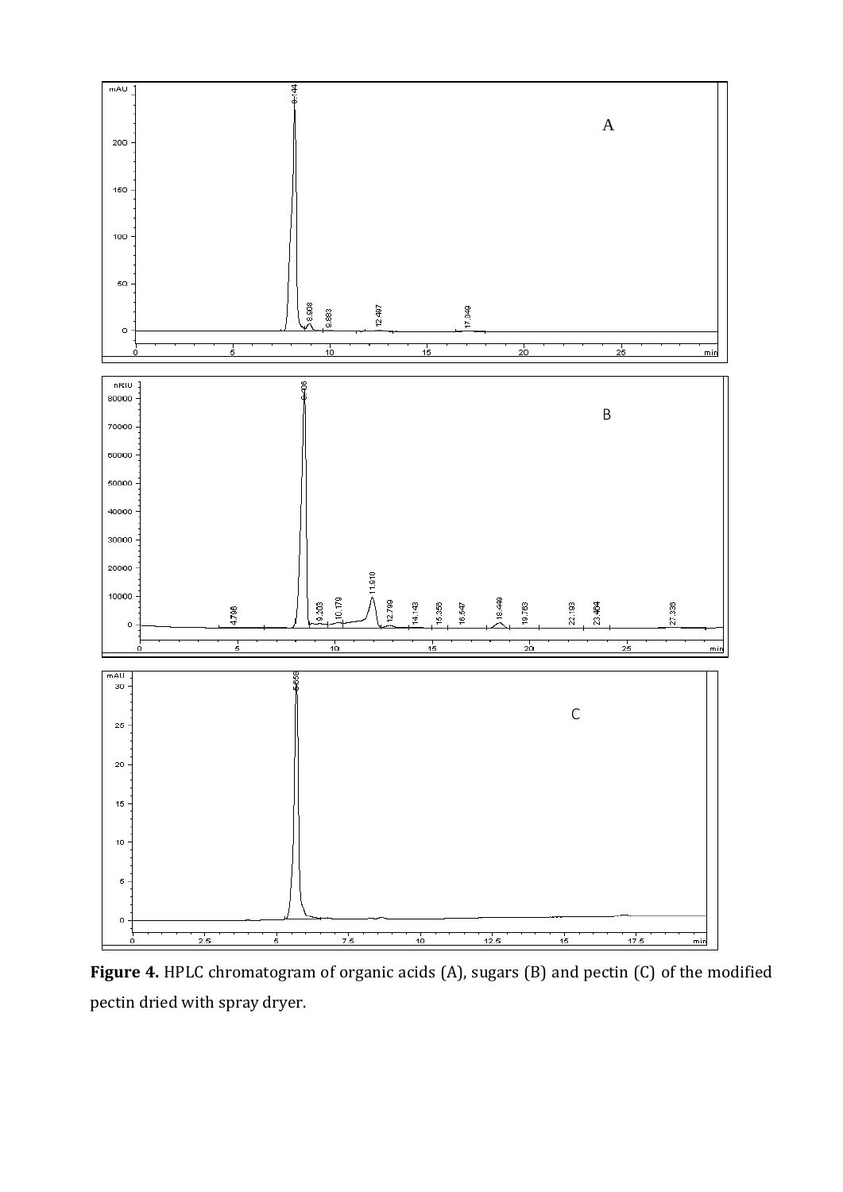**Figure 4.** HPLC chromatogram of organic acids (A), sugars (B) and pectin (C) of the modified pectin dried with spray dryer.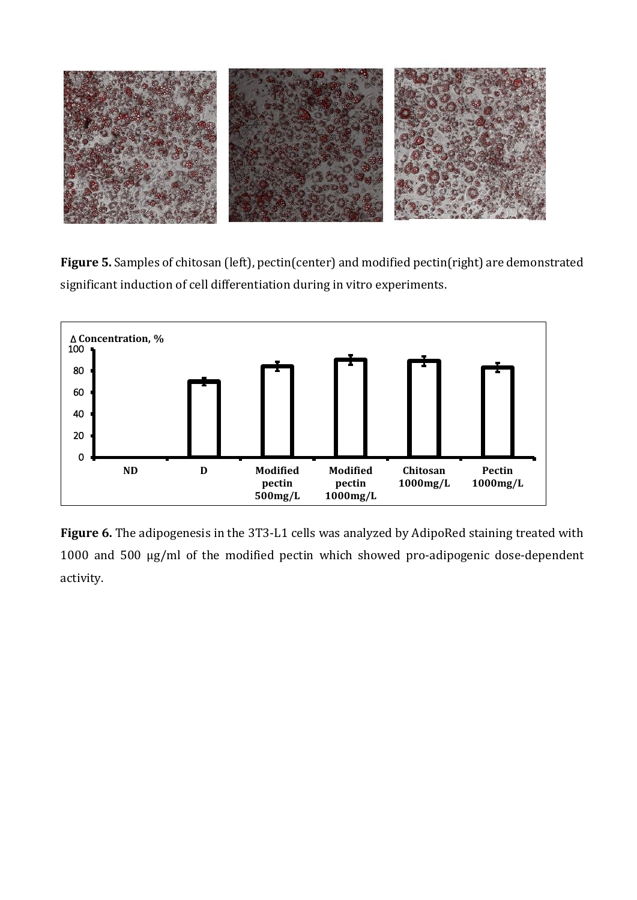**Figure 5.** Samples of chitosan (left), pectin(center) and modified pectin(right) are demonstrated significant induction of cell differentiation during in vitro experiments.

**Figure 6.** The adipogenesis in the 3T3-L1 cells was analyzed by AdipoRed staining treated with 1000 and 500 µg/ml of the modified pectin which showed pro-adipogenic dose-dependent activity.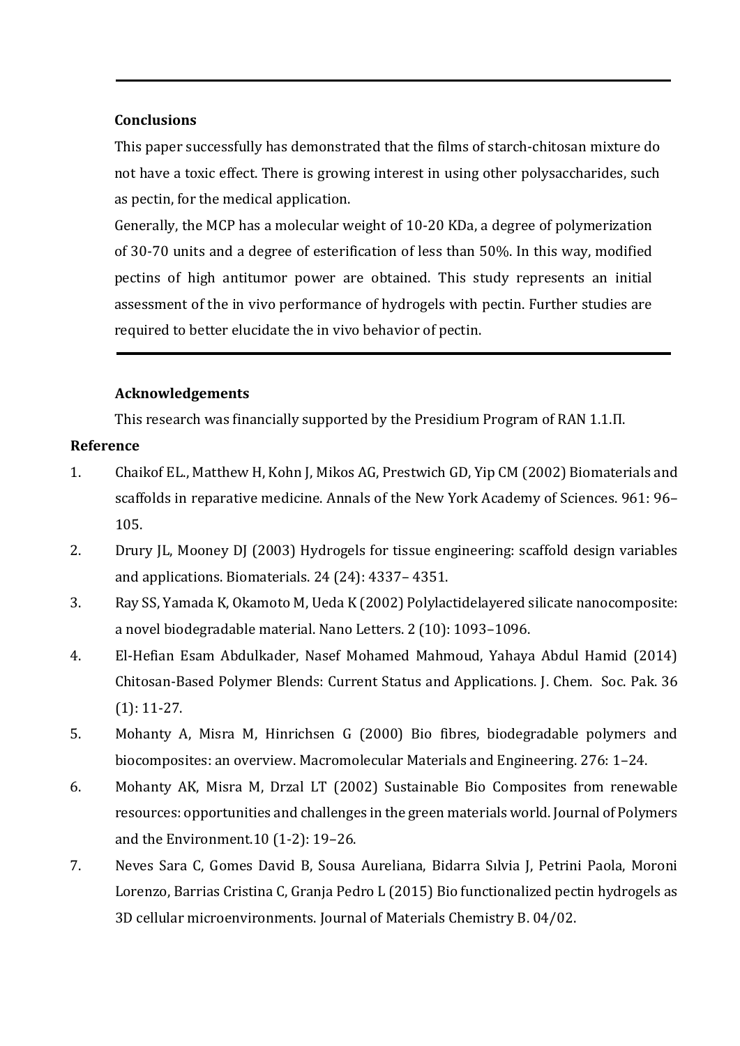## Conclusions

This paper successfully has demonstrated that the films of starch-chitosan mixture do not have a toxic effect. There is growing interest in using other polysaccharides, such as pectin, for the medical application.

Generally, the MCP has a molecular weight of 10-20 KDa, a degree of polymerization of 30-70 units and a degree of esterification of less than 50%. In this way, modified pectins of high antitumor power are obtained. This study represents an initial assessment of the in vivo performance of hydrogels with pectin. Further studies are required to better elucidate the in vivo behavior of pectin.

## Acknowledgements

This research was financially supported by the Presidium Program of RAN 1.1.П.

## Reference

1. Chaikof EL., Matthew H, Kohn J, Mikos AG, Prestwich GD, Yip CM (2002) Biomaterials and scaffolds in reparative medicine. Annals of the New York Academy of Sciences. 961: 96–105.
2. Drury JL, Mooney DJ (2003) Hydrogels for tissue engineering: scaffold design variables and applications. Biomaterials. 24 (24): 4337– 4351.
3. Ray SS, Yamada K, Okamoto M, Ueda K (2002) Polylactidelayered silicate nanocomposite: a novel biodegradable material. Nano Letters. 2 (10): 1093–1096.
4. El-Hefian Esam Abdulkader, Nasef Mohamed Mahmoud, Yahaya Abdul Hamid (2014) Chitosan-Based Polymer Blends: Current Status and Applications. J. Chem. Soc. Pak. 36 (1): 11-27.
5. Mohanty A, Misra M, Hinrichsen G (2000) Bio fibres, biodegradable polymers and biocomposites: an overview. Macromolecular Materials and Engineering. 276: 1–24.
6. Mohanty AK, Misra M, Drzal LT (2002) Sustainable Bio Composites from renewable resources: opportunities and challenges in the green materials world. Journal of Polymers and the Environment.10 (1-2): 19–26.
7. Neves Sara C, Gomes David B, Sousa Aureliana, Bidarra Sılvia J, Petrini Paola, Moroni Lorenzo, Barrias Cristina C, Granja Pedro L (2015) Bio functionalized pectin hydrogels as 3D cellular microenvironments. Journal of Materials Chemistry B. 04/02.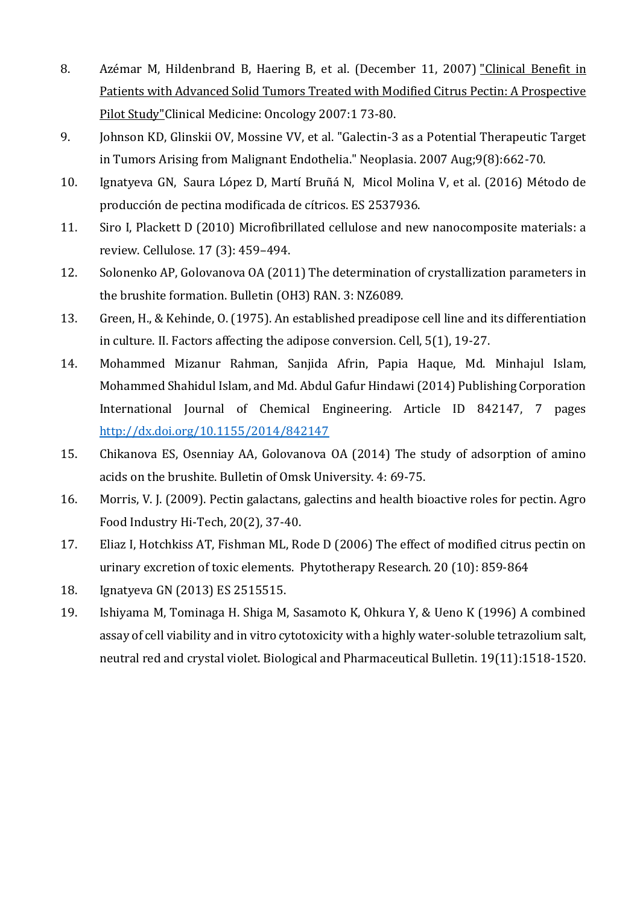8. Azémar M, Hildenbrand B, Haering B, et al. (December 11, 2007) "Clinical Benefit in Patients with Advanced Solid Tumors Treated with Modified Citrus Pectin: A Prospective Pilot Study"Clinical Medicine: Oncology 2007:1 73-80.
9. Johnson KD, Glinskii OV, Mossine VV, et al. "Galectin-3 as a Potential Therapeutic Target in Tumors Arising from Malignant Endothelia." Neoplasia. 2007 Aug;9(8):662-70.
10. Ignatyeva GN, Saura López D, Martí Bruñá N, Micol Molina V, et al. (2016) Método de producción de pectina modificada de cítricos. ES 2537936.
11. Siro I, Plackett D (2010) Microfibrillated cellulose and new nanocomposite materials: a review. Cellulose. 17 (3): 459–494.
12. Solonenko AP, Golovanova OA (2011) The determination of crystallization parameters in the brushite formation. Bulletin (OH3) RAN. 3: NZ6089.
13. Green, H., & Kehinde, O. (1975). An established preadipose cell line and its differentiation in culture. II. Factors affecting the adipose conversion. Cell, 5(1), 19-27.
14. Mohammed Mizanur Rahman, Sanjida Afrin, Papia Haque, Md. Minhajul Islam, Mohammed Shahidul Islam, and Md. Abdul Gafur Hindawi (2014) Publishing Corporation International Journal of Chemical Engineering. Article ID 842147, 7 pages http://dx.doi.org/10.1155/2014/842147
15. Chikanova ES, Osenniay AA, Golovanova OA (2014) The study of adsorption of amino acids on the brushite. Bulletin of Omsk University. 4: 69-75.
16. Morris, V. J. (2009). Pectin galactans, galectins and health bioactive roles for pectin. Agro Food Industry Hi-Tech, 20(2), 37-40.
17. Eliaz I, Hotchkiss AT, Fishman ML, Rode D (2006) The effect of modified citrus pectin on urinary excretion of toxic elements. Phytotherapy Research. 20 (10): 859-864
18. Ignatyeva GN (2013) ES 2515515.
19. Ishiyama M, Tominaga H. Shiga M, Sasamoto K, Ohkura Y, & Ueno K (1996) A combined assay of cell viability and in vitro cytotoxicity with a highly water-soluble tetrazolium salt, neutral red and crystal violet. Biological and Pharmaceutical Bulletin. 19(11):1518-1520.